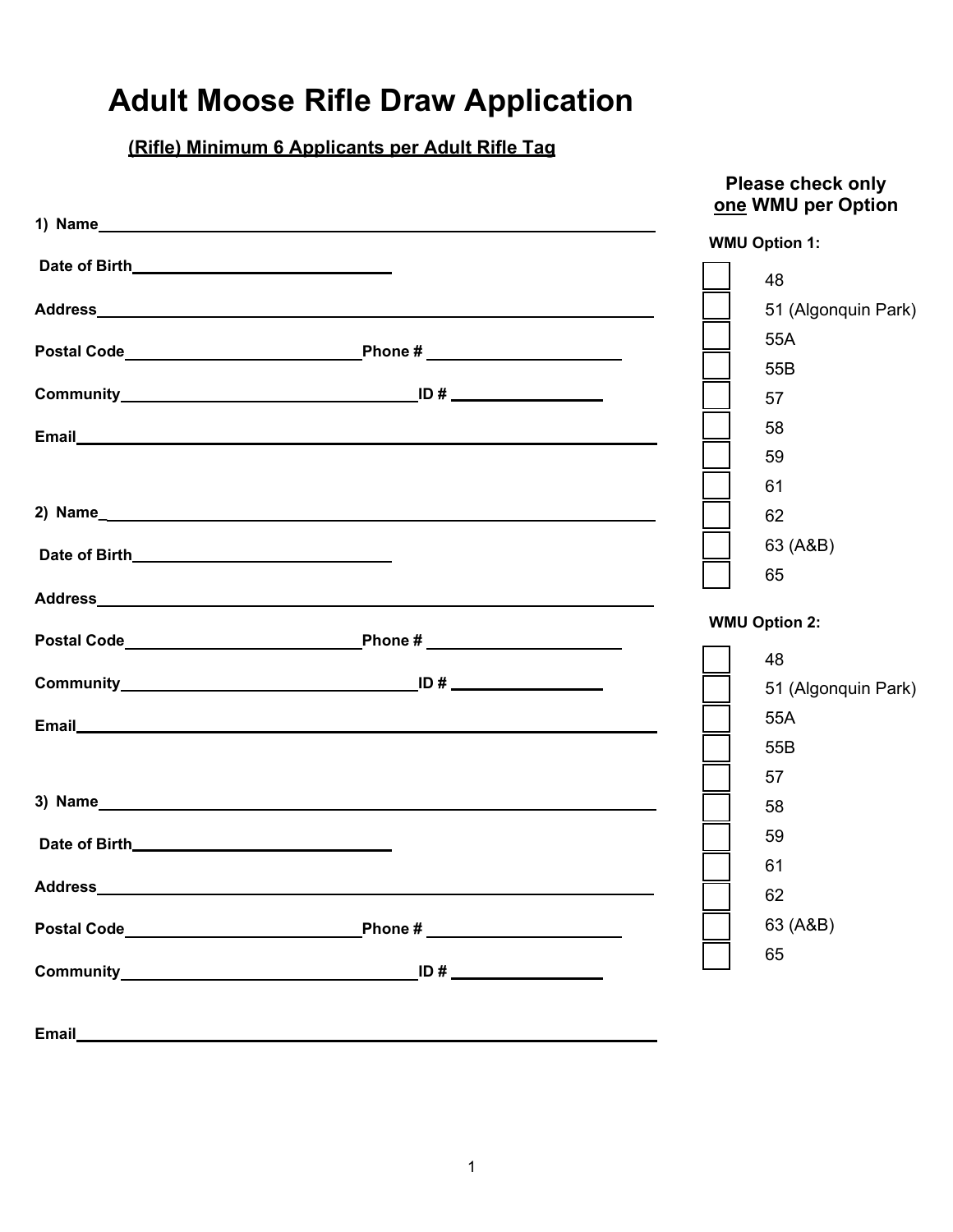# Adult Moose Rifle Draw Application

**(Rifle) Minimum 6 Applicants per Adult Rifle Tag**

**1) Name** ______________________________

**Date of Birth** ______________________________

**Address** ______________________________

**Postal Code** ____________________ **Phone #** ____________________

**Community** ____________________ **ID #** ____________________

**Email** ______________________________

**2) Name** ______________________________

**Date of Birth** ______________________________

**Address** ______________________________

**Postal Code** ____________________ **Phone #** ____________________

**Community** ____________________ **ID #** ____________________

**Email** ______________________________

**3) Name** ______________________________

**Date of Birth** ______________________________

**Address** ______________________________

**Postal Code** ____________________ **Phone #** ____________________

**Community** ____________________ **ID #** ____________________

**Email** ______________________________

**Please check only one WMU per Option**

**WMU Option 1:**

- ☐ 48
- ☐ 51 (Algonquin Park)
- ☐ 55A
- ☐ 55B
- ☐ 57
- ☐ 58
- ☐ 59
- ☐ 61
- ☐ 62
- ☐ 63 (A&B)
- ☐ 65

**WMU Option 2:**

- ☐ 48
- ☐ 51 (Algonquin Park)
- ☐ 55A
- ☐ 55B
- ☐ 57
- ☐ 58
- ☐ 59
- ☐ 61
- ☐ 62
- ☐ 63 (A&B)
- ☐ 65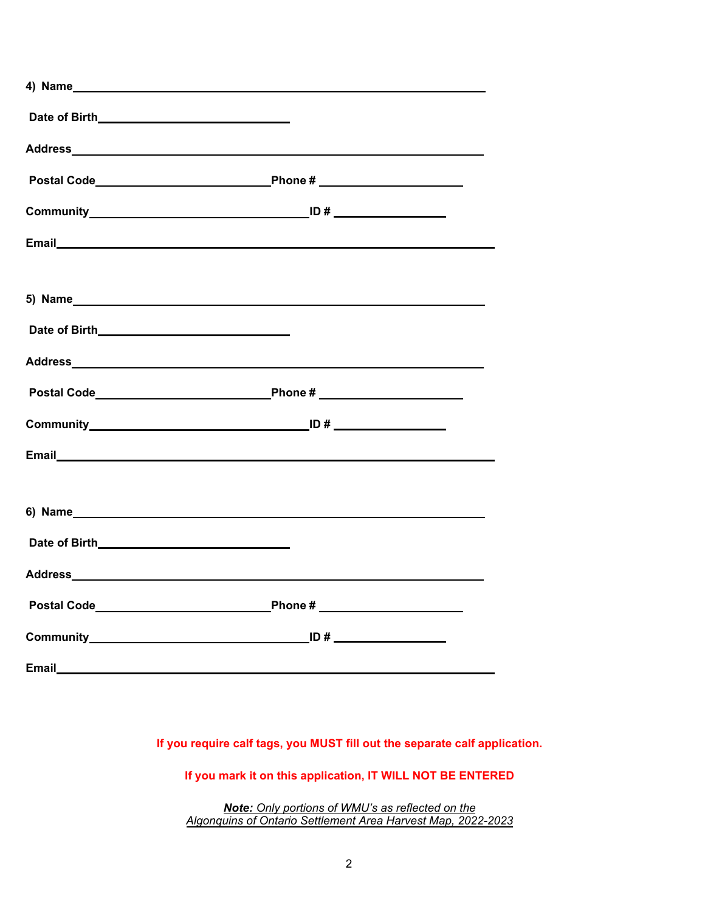**4) Name** ______________________________________________

**Date of Birth** ______________________

**Address** ______________________________________________

**Postal Code** ____________________ **Phone #** ________________

**Community** _________________________ **ID #** ____________

**Email** ________________________________________________

**5) Name** ______________________________________________

**Date of Birth** ______________________

**Address** ______________________________________________

**Postal Code** ____________________ **Phone #** ________________

**Community** _________________________ **ID #** ____________

**Email** ________________________________________________

**6) Name** ______________________________________________

**Date of Birth** ______________________

**Address** ______________________________________________

**Postal Code** ____________________ **Phone #** ________________

**Community** _________________________ **ID #** ____________

**Email** ________________________________________________

**If you require calf tags, you MUST fill out the separate calf application.**

**If you mark it on this application, IT WILL NOT BE ENTERED**

***Note:*** *Only portions of WMU's as reflected on the Algonquins of Ontario Settlement Area Harvest Map, 2022-2023*